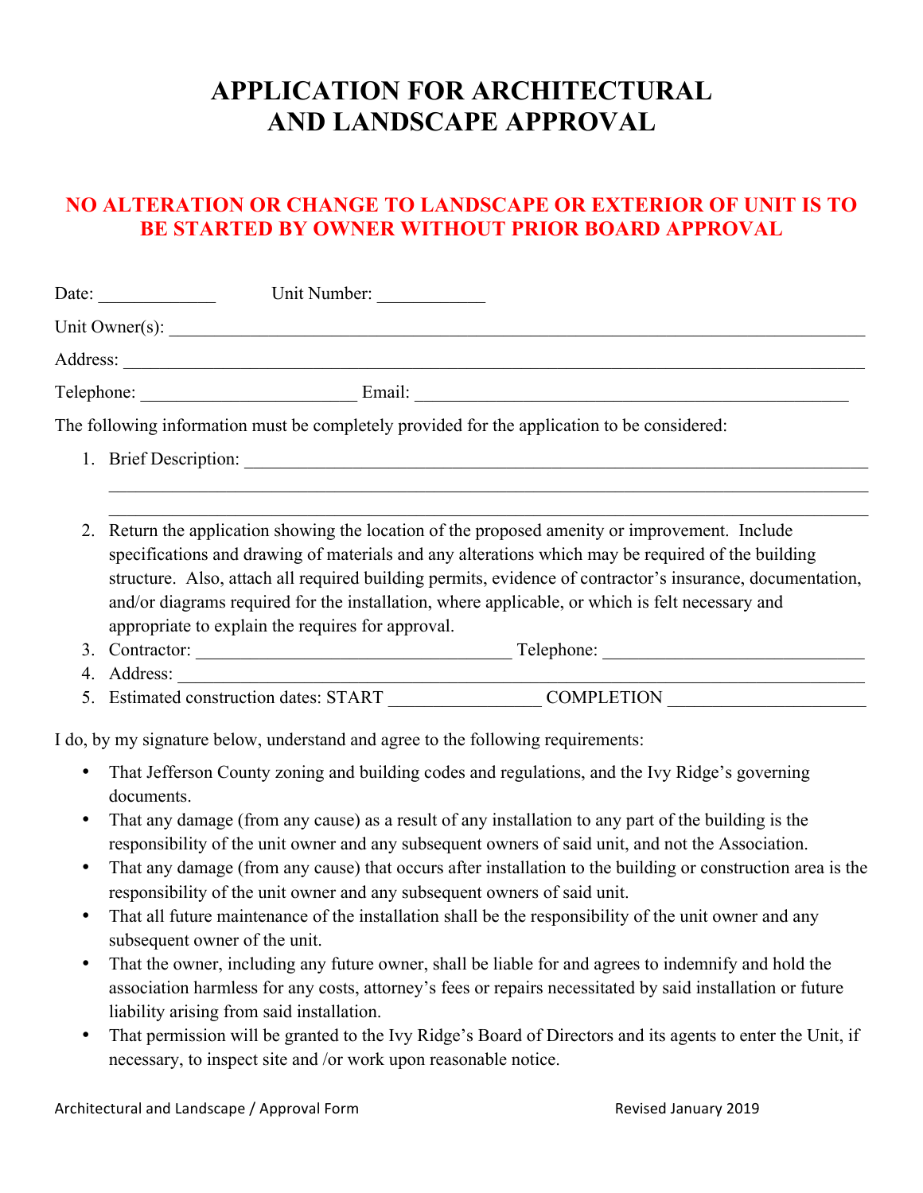# APPLICATION FOR ARCHITECTURAL AND LANDSCAPE APPROVAL

**NO ALTERATION OR CHANGE TO LANDSCAPE OR EXTERIOR OF UNIT IS TO BE STARTED BY OWNER WITHOUT PRIOR BOARD APPROVAL**

Date: _____________ Unit Number: ____________

Unit Owner(s): ______________________________________________________________________________

Address: ___________________________________________________________________________________

Telephone: ________________________ Email: ________________________________________________

The following information must be completely provided for the application to be considered:

1. Brief Description: ______________________________________________________________________
   ___________________________________________________________________________________________
   ___________________________________________________________________________________________
2. Return the application showing the location of the proposed amenity or improvement. Include specifications and drawing of materials and any alterations which may be required of the building structure. Also, attach all required building permits, evidence of contractor's insurance, documentation, and/or diagrams required for the installation, where applicable, or which is felt necessary and appropriate to explain the requires for approval.
3. Contractor: ___________________________________ Telephone: ____________________________
4. Address: ________________________________________________________________________________
5. Estimated construction dates: START ________________ COMPLETION _____________________

I do, by my signature below, understand and agree to the following requirements:

- That Jefferson County zoning and building codes and regulations, and the Ivy Ridge's governing documents.
- That any damage (from any cause) as a result of any installation to any part of the building is the responsibility of the unit owner and any subsequent owners of said unit, and not the Association.
- That any damage (from any cause) that occurs after installation to the building or construction area is the responsibility of the unit owner and any subsequent owners of said unit.
- That all future maintenance of the installation shall be the responsibility of the unit owner and any subsequent owner of the unit.
- That the owner, including any future owner, shall be liable for and agrees to indemnify and hold the association harmless for any costs, attorney's fees or repairs necessitated by said installation or future liability arising from said installation.
- That permission will be granted to the Ivy Ridge's Board of Directors and its agents to enter the Unit, if necessary, to inspect site and /or work upon reasonable notice.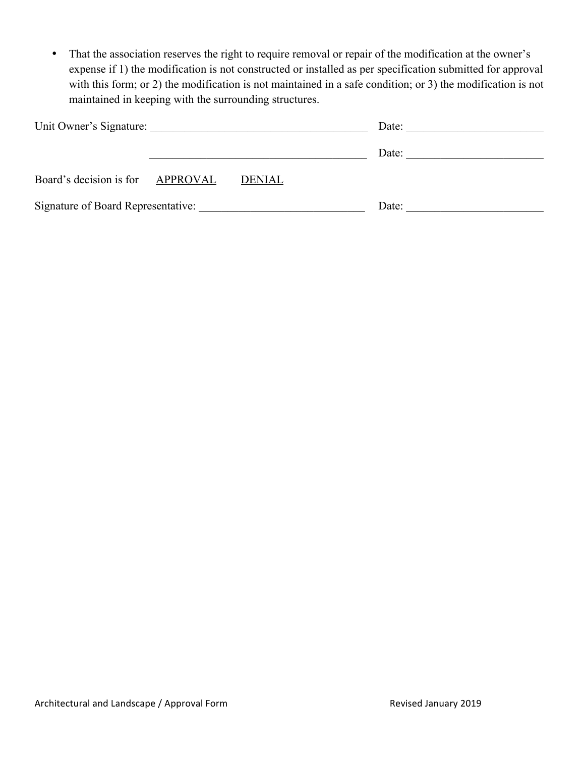- That the association reserves the right to require removal or repair of the modification at the owner's expense if 1) the modification is not constructed or installed as per specification submitted for approval with this form; or 2) the modification is not maintained in a safe condition; or 3) the modification is not maintained in keeping with the surrounding structures.

Unit Owner's Signature: _______________________________________ Date: ________________________

_______________________________________ Date: ________________________

Board's decision is for APPROVAL DENIAL

Signature of Board Representative: _____________________________ Date: ________________________